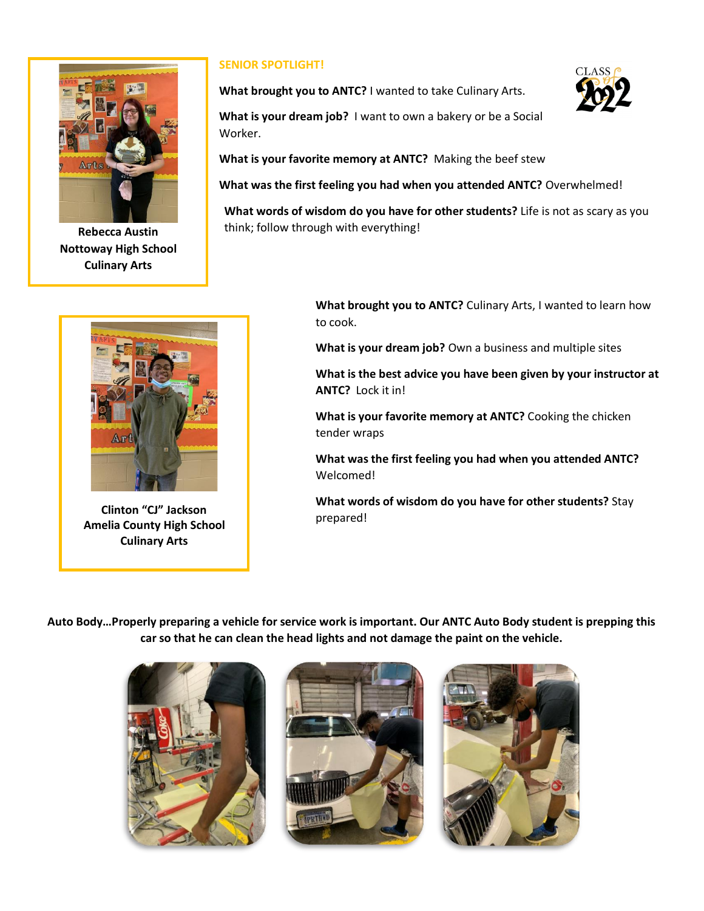## SENIOR SPOTLIGHT!

**Rebecca Austin**
**Nottoway High School**
**Culinary Arts**

**What brought you to ANTC?** I wanted to take Culinary Arts.

**What is your dream job?** I want to own a bakery or be a Social Worker.

**What is your favorite memory at ANTC?** Making the beef stew

**What was the first feeling you had when you attended ANTC?** Overwhelmed!

**What words of wisdom do you have for other students?** Life is not as scary as you think; follow through with everything!

**Clinton "CJ" Jackson**
**Amelia County High School**
**Culinary Arts**

**What brought you to ANTC?** Culinary Arts, I wanted to learn how to cook.

**What is your dream job?** Own a business and multiple sites

**What is the best advice you have been given by your instructor at ANTC?** Lock it in!

**What is your favorite memory at ANTC?** Cooking the chicken tender wraps

**What was the first feeling you had when you attended ANTC?** Welcomed!

**What words of wisdom do you have for other students?** Stay prepared!

**Auto Body…Properly preparing a vehicle for service work is important. Our ANTC Auto Body student is prepping this car so that he can clean the head lights and not damage the paint on the vehicle.**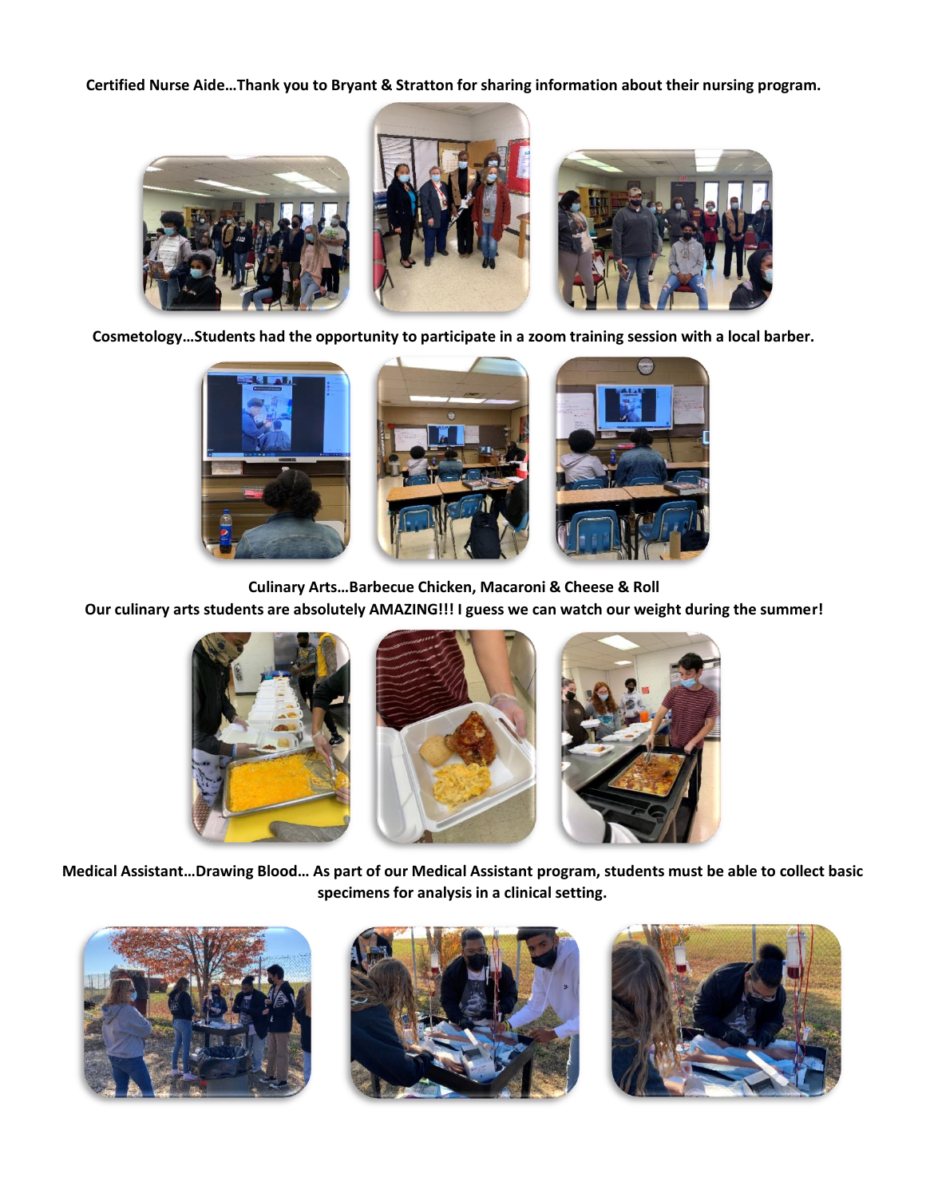**Certified Nurse Aide…Thank you to Bryant & Stratton for sharing information about their nursing program.**

**Cosmetology…Students had the opportunity to participate in a zoom training session with a local barber.**

**Culinary Arts…Barbecue Chicken, Macaroni & Cheese & Roll**
**Our culinary arts students are absolutely AMAZING!!! I guess we can watch our weight during the summer!**

**Medical Assistant…Drawing Blood… As part of our Medical Assistant program, students must be able to collect basic specimens for analysis in a clinical setting.**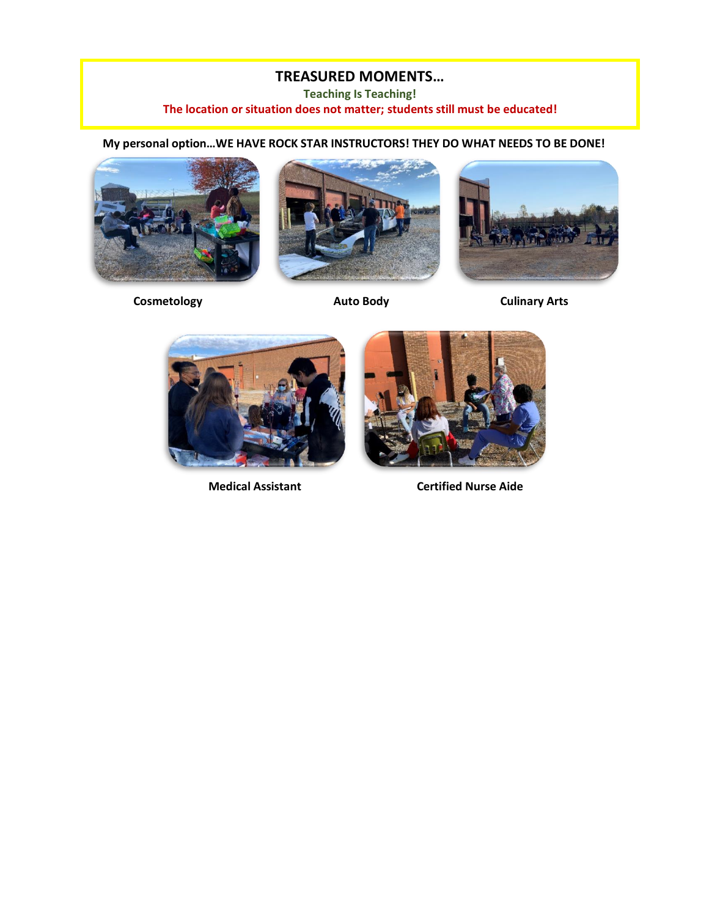## TREASURED MOMENTS…

**Teaching Is Teaching!**

**The location or situation does not matter; students still must be educated!**

**My personal option…WE HAVE ROCK STAR INSTRUCTORS! THEY DO WHAT NEEDS TO BE DONE!**

**Cosmetology**

**Auto Body**

**Culinary Arts**

**Medical Assistant**

**Certified Nurse Aide**